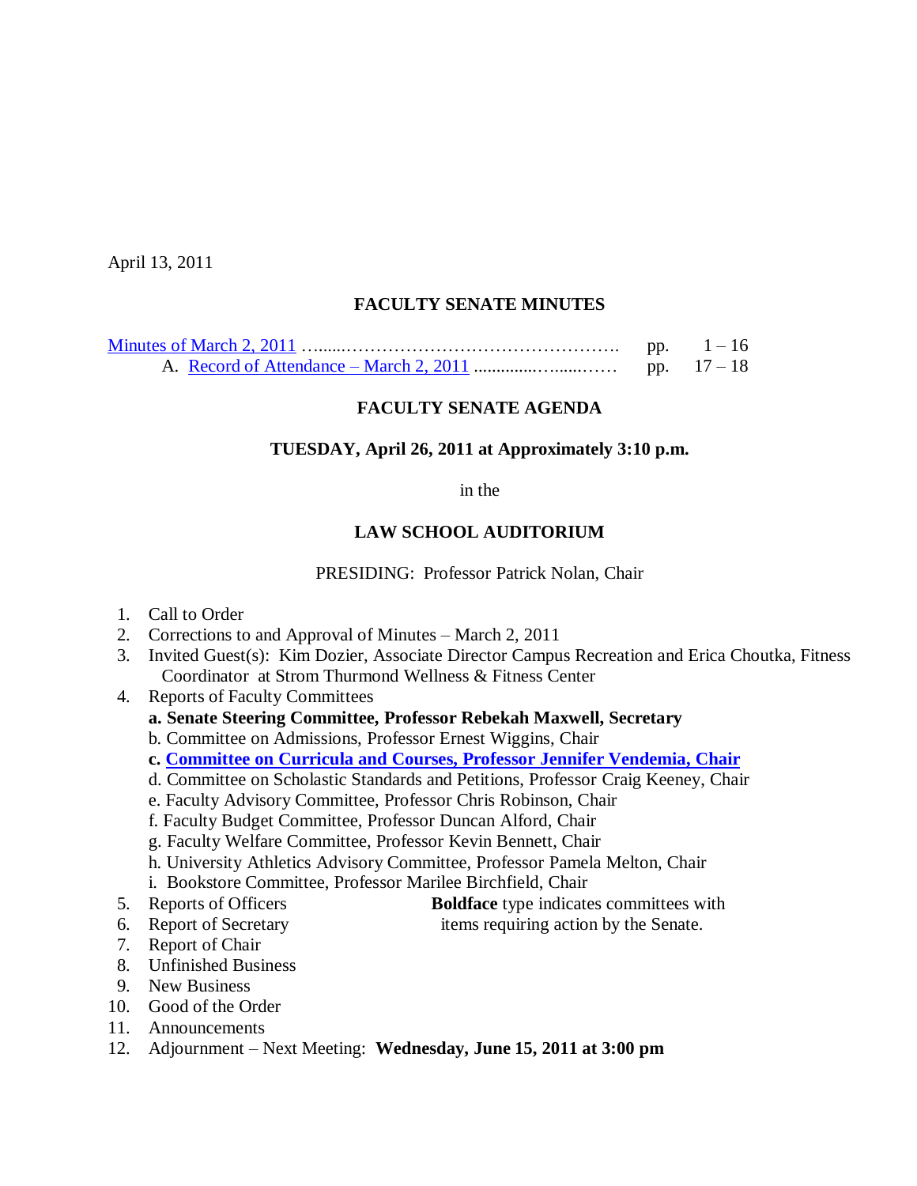April 13, 2011

## FACULTY SENATE MINUTES

Minutes of March 2, 2011 ……………………………………………… pp. 1 – 16
    A. Record of Attendance – March 2, 2011 ……………………… pp. 17 – 18

## FACULTY SENATE AGENDA

### TUESDAY, April 26, 2011 at Approximately 3:10 p.m.

in the

### LAW SCHOOL AUDITORIUM

PRESIDING: Professor Patrick Nolan, Chair

1. Call to Order
2. Corrections to and Approval of Minutes – March 2, 2011
3. Invited Guest(s): Kim Dozier, Associate Director Campus Recreation and Erica Choutka, Fitness Coordinator at Strom Thurmond Wellness & Fitness Center
4. Reports of Faculty Committees
   - **a. Senate Steering Committee, Professor Rebekah Maxwell, Secretary**
   - b. Committee on Admissions, Professor Ernest Wiggins, Chair
   - **c. Committee on Curricula and Courses, Professor Jennifer Vendemia, Chair**
   - d. Committee on Scholastic Standards and Petitions, Professor Craig Keeney, Chair
   - e. Faculty Advisory Committee, Professor Chris Robinson, Chair
   - f. Faculty Budget Committee, Professor Duncan Alford, Chair
   - g. Faculty Welfare Committee, Professor Kevin Bennett, Chair
   - h. University Athletics Advisory Committee, Professor Pamela Melton, Chair
   - i. Bookstore Committee, Professor Marilee Birchfield, Chair
5. Reports of Officers
6. Report of Secretary
7. Report of Chair
8. Unfinished Business
9. New Business
10. Good of the Order
11. Announcements
12. Adjournment – Next Meeting: **Wednesday, June 15, 2011 at 3:00 pm**

**Boldface** type indicates committees with items requiring action by the Senate.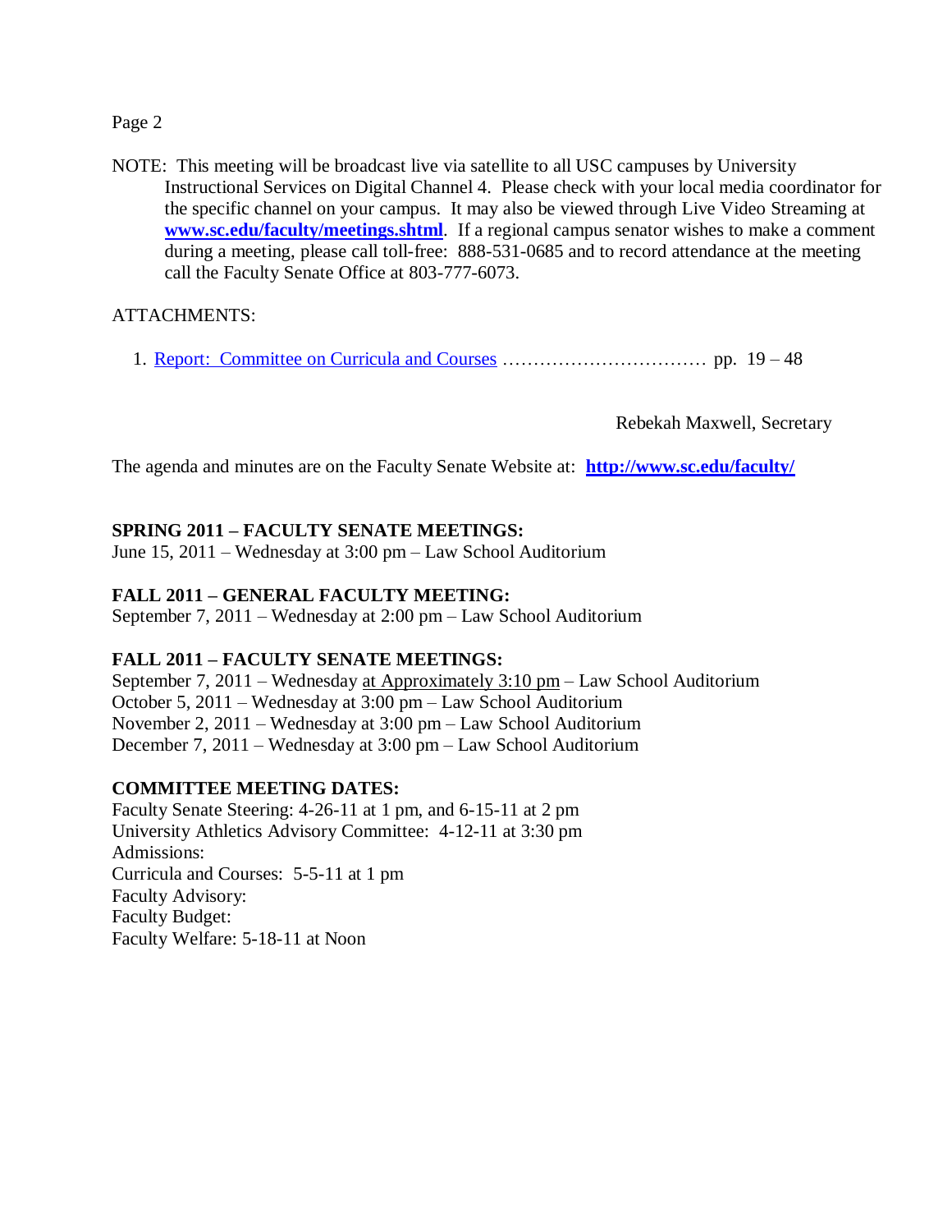NOTE: This meeting will be broadcast live via satellite to all USC campuses by University Instructional Services on Digital Channel 4. Please check with your local media coordinator for the specific channel on your campus. It may also be viewed through Live Video Streaming at **www.sc.edu/faculty/meetings.shtml**. If a regional campus senator wishes to make a comment during a meeting, please call toll-free: 888-531-0685 and to record attendance at the meeting call the Faculty Senate Office at 803-777-6073.

ATTACHMENTS:

1. Report: Committee on Curricula and Courses …………………………… pp. 19 – 48

Rebekah Maxwell, Secretary

The agenda and minutes are on the Faculty Senate Website at: **http://www.sc.edu/faculty/**

**SPRING 2011 – FACULTY SENATE MEETINGS:**
June 15, 2011 – Wednesday at 3:00 pm – Law School Auditorium

**FALL 2011 – GENERAL FACULTY MEETING:**
September 7, 2011 – Wednesday at 2:00 pm – Law School Auditorium

**FALL 2011 – FACULTY SENATE MEETINGS:**
September 7, 2011 – Wednesday at Approximately 3:10 pm – Law School Auditorium
October 5, 2011 – Wednesday at 3:00 pm – Law School Auditorium
November 2, 2011 – Wednesday at 3:00 pm – Law School Auditorium
December 7, 2011 – Wednesday at 3:00 pm – Law School Auditorium

**COMMITTEE MEETING DATES:**
Faculty Senate Steering: 4-26-11 at 1 pm, and 6-15-11 at 2 pm
University Athletics Advisory Committee: 4-12-11 at 3:30 pm
Admissions:
Curricula and Courses: 5-5-11 at 1 pm
Faculty Advisory:
Faculty Budget:
Faculty Welfare: 5-18-11 at Noon